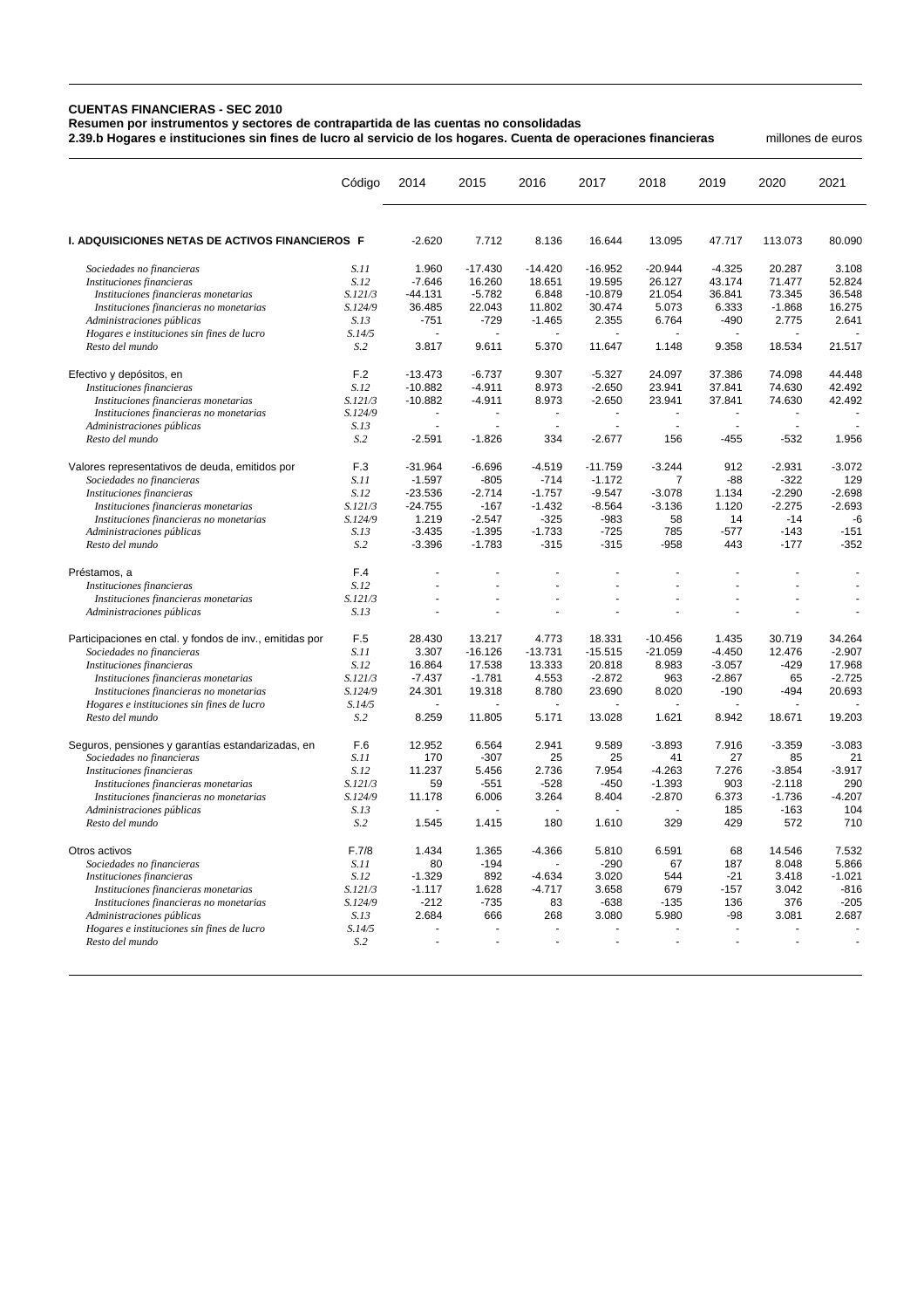**CUENTAS FINANCIERAS - SEC 2010**
**Resumen por instrumentos y sectores de contrapartida de las cuentas no consolidadas**
**2.39.b Hogares e instituciones sin fines de lucro al servicio de los hogares. Cuenta de operaciones financieras** millones de euros

| | Código | 2014 | 2015 | 2016 | 2017 | 2018 | 2019 | 2020 | 2021 |
|---|---|---|---|---|---|---|---|---|---|
| **I. ADQUISICIONES NETAS DE ACTIVOS FINANCIEROS** | **F** | -2.620 | 7.712 | 8.136 | 16.644 | 13.095 | 47.717 | 113.073 | 80.090 |
| *Sociedades no financieras* | *S.11* | 1.960 | -17.430 | -14.420 | -16.952 | -20.944 | -4.325 | 20.287 | 3.108 |
| *Instituciones financieras* | *S.12* | -7.646 | 16.260 | 18.651 | 19.595 | 26.127 | 43.174 | 71.477 | 52.824 |
| *Instituciones financieras monetarias* | *S.121/3* | -44.131 | -5.782 | 6.848 | -10.879 | 21.054 | 36.841 | 73.345 | 36.548 |
| *Instituciones financieras no monetarias* | *S.124/9* | 36.485 | 22.043 | 11.802 | 30.474 | 5.073 | 6.333 | -1.868 | 16.275 |
| *Administraciones públicas* | *S.13* | -751 | -729 | -1.465 | 2.355 | 6.764 | -490 | 2.775 | 2.641 |
| *Hogares e instituciones sin fines de lucro* | *S.14/5* | - | - | - | - | - | - | - | - |
| *Resto del mundo* | *S.2* | 3.817 | 9.611 | 5.370 | 11.647 | 1.148 | 9.358 | 18.534 | 21.517 |
| Efectivo y depósitos, en | F.2 | -13.473 | -6.737 | 9.307 | -5.327 | 24.097 | 37.386 | 74.098 | 44.448 |
| *Instituciones financieras* | *S.12* | -10.882 | -4.911 | 8.973 | -2.650 | 23.941 | 37.841 | 74.630 | 42.492 |
| *Instituciones financieras monetarias* | *S.121/3* | -10.882 | -4.911 | 8.973 | -2.650 | 23.941 | 37.841 | 74.630 | 42.492 |
| *Instituciones financieras no monetarias* | *S.124/9* | - | - | - | - | - | - | - | - |
| *Administraciones públicas* | *S.13* | - | - | - | - | - | - | - | - |
| *Resto del mundo* | *S.2* | -2.591 | -1.826 | 334 | -2.677 | 156 | -455 | -532 | 1.956 |
| Valores representativos de deuda, emitidos por | F.3 | -31.964 | -6.696 | -4.519 | -11.759 | -3.244 | 912 | -2.931 | -3.072 |
| *Sociedades no financieras* | *S.11* | -1.597 | -805 | -714 | -1.172 | 7 | -88 | -322 | 129 |
| *Instituciones financieras* | *S.12* | -23.536 | -2.714 | -1.757 | -9.547 | -3.078 | 1.134 | -2.290 | -2.698 |
| *Instituciones financieras monetarias* | *S.121/3* | -24.755 | -167 | -1.432 | -8.564 | -3.136 | 1.120 | -2.275 | -2.693 |
| *Instituciones financieras no monetarias* | *S.124/9* | 1.219 | -2.547 | -325 | -983 | 58 | 14 | -14 | -6 |
| *Administraciones públicas* | *S.13* | -3.435 | -1.395 | -1.733 | -725 | 785 | -577 | -143 | -151 |
| *Resto del mundo* | *S.2* | -3.396 | -1.783 | -315 | -315 | -958 | 443 | -177 | -352 |
| Préstamos, a | F.4 | - | - | - | - | - | - | - | - |
| *Instituciones financieras* | *S.12* | - | - | - | - | - | - | - | - |
| *Instituciones financieras monetarias* | *S.121/3* | - | - | - | - | - | - | - | - |
| *Administraciones públicas* | *S.13* | - | - | - | - | - | - | - | - |
| Participaciones en ctal. y fondos de inv., emitidas por | F.5 | 28.430 | 13.217 | 4.773 | 18.331 | -10.456 | 1.435 | 30.719 | 34.264 |
| *Sociedades no financieras* | *S.11* | 3.307 | -16.126 | -13.731 | -15.515 | -21.059 | -4.450 | 12.476 | -2.907 |
| *Instituciones financieras* | *S.12* | 16.864 | 17.538 | 13.333 | 20.818 | 8.983 | -3.057 | -429 | 17.968 |
| *Instituciones financieras monetarias* | *S.121/3* | -7.437 | -1.781 | 4.553 | -2.872 | 963 | -2.867 | 65 | -2.725 |
| *Instituciones financieras no monetarias* | *S.124/9* | 24.301 | 19.318 | 8.780 | 23.690 | 8.020 | -190 | -494 | 20.693 |
| *Hogares e instituciones sin fines de lucro* | *S.14/5* | - | - | - | - | - | - | - | - |
| *Resto del mundo* | *S.2* | 8.259 | 11.805 | 5.171 | 13.028 | 1.621 | 8.942 | 18.671 | 19.203 |
| Seguros, pensiones y garantías estandarizadas, en | F.6 | 12.952 | 6.564 | 2.941 | 9.589 | -3.893 | 7.916 | -3.359 | -3.083 |
| *Sociedades no financieras* | *S.11* | 170 | -307 | 25 | 25 | 41 | 27 | 85 | 21 |
| *Instituciones financieras* | *S.12* | 11.237 | 5.456 | 2.736 | 7.954 | -4.263 | 7.276 | -3.854 | -3.917 |
| *Instituciones financieras monetarias* | *S.121/3* | 59 | -551 | -528 | -450 | -1.393 | 903 | -2.118 | 290 |
| *Instituciones financieras no monetarias* | *S.124/9* | 11.178 | 6.006 | 3.264 | 8.404 | -2.870 | 6.373 | -1.736 | -4.207 |
| *Administraciones públicas* | *S.13* | - | - | - | - | - | 185 | -163 | 104 |
| *Resto del mundo* | *S.2* | 1.545 | 1.415 | 180 | 1.610 | 329 | 429 | 572 | 710 |
| Otros activos | F.7/8 | 1.434 | 1.365 | -4.366 | 5.810 | 6.591 | 68 | 14.546 | 7.532 |
| *Sociedades no financieras* | *S.11* | 80 | -194 | - | -290 | 67 | 187 | 8.048 | 5.866 |
| *Instituciones financieras* | *S.12* | -1.329 | 892 | -4.634 | 3.020 | 544 | -21 | 3.418 | -1.021 |
| *Instituciones financieras monetarias* | *S.121/3* | -1.117 | 1.628 | -4.717 | 3.658 | 679 | -157 | 3.042 | -816 |
| *Instituciones financieras no monetarias* | *S.124/9* | -212 | -735 | 83 | -638 | -135 | 136 | 376 | -205 |
| *Administraciones públicas* | *S.13* | 2.684 | 666 | 268 | 3.080 | 5.980 | -98 | 3.081 | 2.687 |
| *Hogares e instituciones sin fines de lucro* | *S.14/5* | - | - | - | - | - | - | - | - |
| *Resto del mundo* | *S.2* | - | - | - | - | - | - | - | - |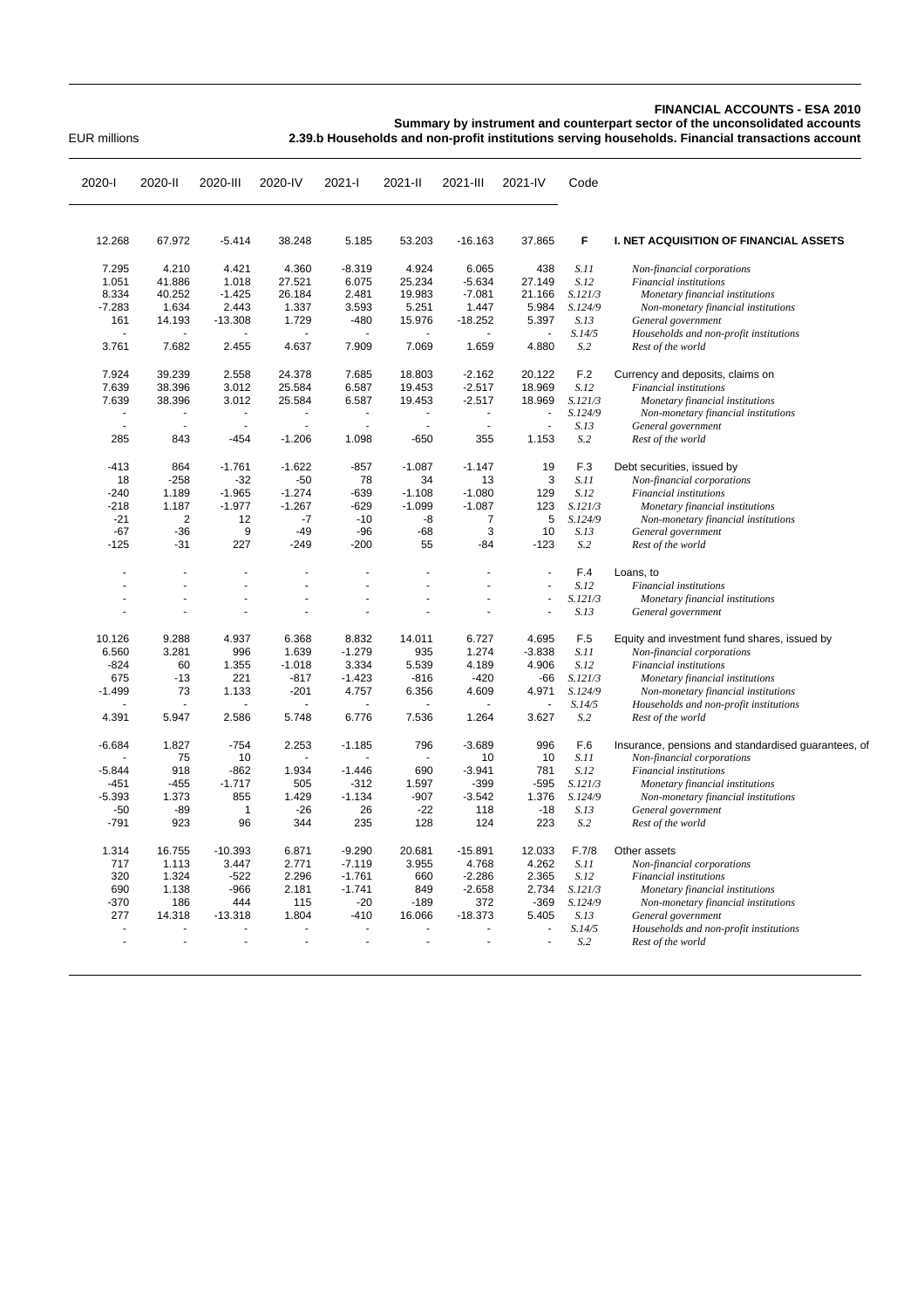**FINANCIAL ACCOUNTS - ESA 2010**
**Summary by instrument and counterpart sector of the unconsolidated accounts**
**2.39.b Households and non-profit institutions serving households. Financial transactions account**

EUR millions

| 2020-I | 2020-II | 2020-III | 2020-IV | 2021-I | 2021-II | 2021-III | 2021-IV | Code | |
|---|---|---|---|---|---|---|---|---|---|
| 12.268 | 67.972 | -5.414 | 38.248 | 5.185 | 53.203 | -16.163 | 37.865 | **F** | **I. NET ACQUISITION OF FINANCIAL ASSETS** |
| 7.295 | 4.210 | 4.421 | 4.360 | -8.319 | 4.924 | 6.065 | 438 | *S.11* | *Non-financial corporations* |
| 1.051 | 41.886 | 1.018 | 27.521 | 6.075 | 25.234 | -5.634 | 27.149 | *S.12* | *Financial institutions* |
| 8.334 | 40.252 | -1.425 | 26.184 | 2.481 | 19.983 | -7.081 | 21.166 | *S.121/3* | *Monetary financial institutions* |
| -7.283 | 1.634 | 2.443 | 1.337 | 3.593 | 5.251 | 1.447 | 5.984 | *S.124/9* | *Non-monetary financial institutions* |
| 161 | 14.193 | -13.308 | 1.729 | -480 | 15.976 | -18.252 | 5.397 | *S.13* | *General government* |
| - | - | - | - | - | - | - | - | *S.14/5* | *Households and non-profit institutions* |
| 3.761 | 7.682 | 2.455 | 4.637 | 7.909 | 7.069 | 1.659 | 4.880 | *S.2* | *Rest of the world* |
| 7.924 | 39.239 | 2.558 | 24.378 | 7.685 | 18.803 | -2.162 | 20.122 | F.2 | Currency and deposits, claims on |
| 7.639 | 38.396 | 3.012 | 25.584 | 6.587 | 19.453 | -2.517 | 18.969 | *S.12* | *Financial institutions* |
| 7.639 | 38.396 | 3.012 | 25.584 | 6.587 | 19.453 | -2.517 | 18.969 | *S.121/3* | *Monetary financial institutions* |
| - | - | - | - | - | - | - | - | *S.124/9* | *Non-monetary financial institutions* |
| - | - | - | - | - | - | - | - | *S.13* | *General government* |
| 285 | 843 | -454 | -1.206 | 1.098 | -650 | 355 | 1.153 | *S.2* | *Rest of the world* |
| -413 | 864 | -1.761 | -1.622 | -857 | -1.087 | -1.147 | 19 | F.3 | Debt securities, issued by |
| 18 | -258 | -32 | -50 | 78 | 34 | 13 | 3 | *S.11* | *Non-financial corporations* |
| -240 | 1.189 | -1.965 | -1.274 | -639 | -1.108 | -1.080 | 129 | *S.12* | *Financial institutions* |
| -218 | 1.187 | -1.977 | -1.267 | -629 | -1.099 | -1.087 | 123 | *S.121/3* | *Monetary financial institutions* |
| -21 | 2 | 12 | -7 | -10 | -8 | 7 | 5 | *S.124/9* | *Non-monetary financial institutions* |
| -67 | -36 | 9 | -49 | -96 | -68 | 3 | 10 | *S.13* | *General government* |
| -125 | -31 | 227 | -249 | -200 | 55 | -84 | -123 | *S.2* | *Rest of the world* |
| - | - | - | - | - | - | - | - | F.4 | Loans, to |
| - | - | - | - | - | - | - | - | *S.12* | *Financial institutions* |
| - | - | - | - | - | - | - | - | *S.121/3* | *Monetary financial institutions* |
| - | - | - | - | - | - | - | - | *S.13* | *General government* |
| 10.126 | 9.288 | 4.937 | 6.368 | 8.832 | 14.011 | 6.727 | 4.695 | F.5 | Equity and investment fund shares, issued by |
| 6.560 | 3.281 | 996 | 1.639 | -1.279 | 935 | 1.274 | -3.838 | *S.11* | *Non-financial corporations* |
| -824 | 60 | 1.355 | -1.018 | 3.334 | 5.539 | 4.189 | 4.906 | *S.12* | *Financial institutions* |
| 675 | -13 | 221 | -817 | -1.423 | -816 | -420 | -66 | *S.121/3* | *Monetary financial institutions* |
| -1.499 | 73 | 1.133 | -201 | 4.757 | 6.356 | 4.609 | 4.971 | *S.124/9* | *Non-monetary financial institutions* |
| - | - | - | - | - | - | - | - | *S.14/5* | *Households and non-profit institutions* |
| 4.391 | 5.947 | 2.586 | 5.748 | 6.776 | 7.536 | 1.264 | 3.627 | *S.2* | *Rest of the world* |
| -6.684 | 1.827 | -754 | 2.253 | -1.185 | 796 | -3.689 | 996 | F.6 | Insurance, pensions and standardised guarantees, of |
| - | 75 | 10 | - | - | - | 10 | 10 | *S.11* | *Non-financial corporations* |
| -5.844 | 918 | -862 | 1.934 | -1.446 | 690 | -3.941 | 781 | *S.12* | *Financial institutions* |
| -451 | -455 | -1.717 | 505 | -312 | 1.597 | -399 | -595 | *S.121/3* | *Monetary financial institutions* |
| -5.393 | 1.373 | 855 | 1.429 | -1.134 | -907 | -3.542 | 1.376 | *S.124/9* | *Non-monetary financial institutions* |
| -50 | -89 | 1 | -26 | 26 | -22 | 118 | -18 | *S.13* | *General government* |
| -791 | 923 | 96 | 344 | 235 | 128 | 124 | 223 | *S.2* | *Rest of the world* |
| 1.314 | 16.755 | -10.393 | 6.871 | -9.290 | 20.681 | -15.891 | 12.033 | F.7/8 | Other assets |
| 717 | 1.113 | 3.447 | 2.771 | -7.119 | 3.955 | 4.768 | 4.262 | *S.11* | *Non-financial corporations* |
| 320 | 1.324 | -522 | 2.296 | -1.761 | 660 | -2.286 | 2.365 | *S.12* | *Financial institutions* |
| 690 | 1.138 | -966 | 2.181 | -1.741 | 849 | -2.658 | 2.734 | *S.121/3* | *Monetary financial institutions* |
| -370 | 186 | 444 | 115 | -20 | -189 | 372 | -369 | *S.124/9* | *Non-monetary financial institutions* |
| 277 | 14.318 | -13.318 | 1.804 | -410 | 16.066 | -18.373 | 5.405 | *S.13* | *General government* |
| - | - | - | - | - | - | - | - | *S.14/5* | *Households and non-profit institutions* |
| - | - | - | - | - | - | - | - | *S.2* | *Rest of the world* |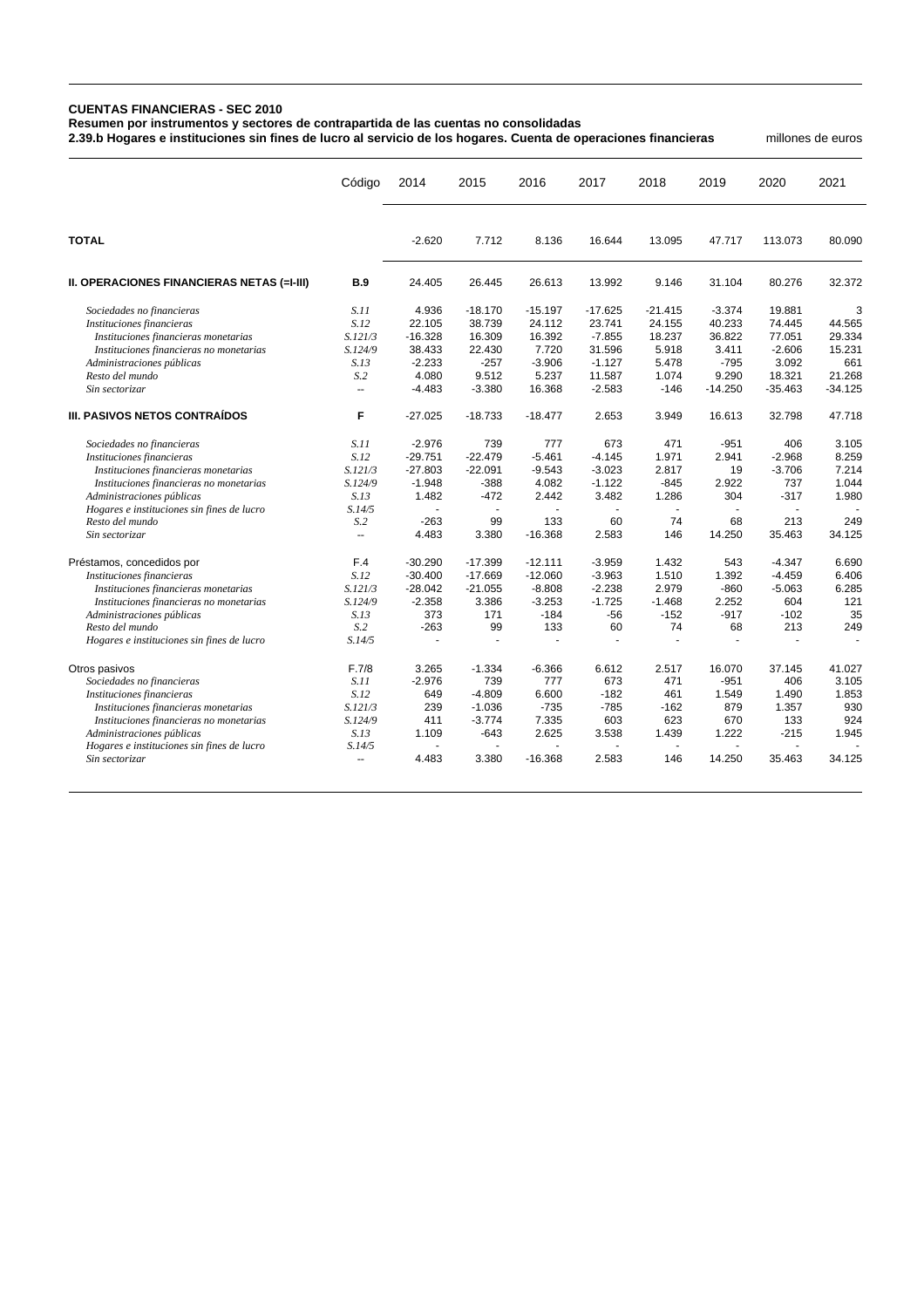**CUENTAS FINANCIERAS - SEC 2010**

**Resumen por instrumentos y sectores de contrapartida de las cuentas no consolidadas**

**2.39.b Hogares e instituciones sin fines de lucro al servicio de los hogares. Cuenta de operaciones financieras** millones de euros

| | Código | 2014 | 2015 | 2016 | 2017 | 2018 | 2019 | 2020 | 2021 |
|---|---|---|---|---|---|---|---|---|---|
| **TOTAL** | | -2.620 | 7.712 | 8.136 | 16.644 | 13.095 | 47.717 | 113.073 | 80.090 |
| **II. OPERACIONES FINANCIERAS NETAS (=I-III)** | **B.9** | 24.405 | 26.445 | 26.613 | 13.992 | 9.146 | 31.104 | 80.276 | 32.372 |
| *Sociedades no financieras* | *S.11* | 4.936 | -18.170 | -15.197 | -17.625 | -21.415 | -3.374 | 19.881 | 3 |
| *Instituciones financieras* | *S.12* | 22.105 | 38.739 | 24.112 | 23.741 | 24.155 | 40.233 | 74.445 | 44.565 |
| *Instituciones financieras monetarias* | *S.121/3* | -16.328 | 16.309 | 16.392 | -7.855 | 18.237 | 36.822 | 77.051 | 29.334 |
| *Instituciones financieras no monetarias* | *S.124/9* | 38.433 | 22.430 | 7.720 | 31.596 | 5.918 | 3.411 | -2.606 | 15.231 |
| *Administraciones públicas* | *S.13* | -2.233 | -257 | -3.906 | -1.127 | 5.478 | -795 | 3.092 | 661 |
| *Resto del mundo* | *S.2* | 4.080 | 9.512 | 5.237 | 11.587 | 1.074 | 9.290 | 18.321 | 21.268 |
| *Sin sectorizar* | -- | -4.483 | -3.380 | 16.368 | -2.583 | -146 | -14.250 | -35.463 | -34.125 |
| **III. PASIVOS NETOS CONTRAÍDOS** | **F** | -27.025 | -18.733 | -18.477 | 2.653 | 3.949 | 16.613 | 32.798 | 47.718 |
| *Sociedades no financieras* | *S.11* | -2.976 | 739 | 777 | 673 | 471 | -951 | 406 | 3.105 |
| *Instituciones financieras* | *S.12* | -29.751 | -22.479 | -5.461 | -4.145 | 1.971 | 2.941 | -2.968 | 8.259 |
| *Instituciones financieras monetarias* | *S.121/3* | -27.803 | -22.091 | -9.543 | -3.023 | 2.817 | 19 | -3.706 | 7.214 |
| *Instituciones financieras no monetarias* | *S.124/9* | -1.948 | -388 | 4.082 | -1.122 | -845 | 2.922 | 737 | 1.044 |
| *Administraciones públicas* | *S.13* | 1.482 | -472 | 2.442 | 3.482 | 1.286 | 304 | -317 | 1.980 |
| *Hogares e instituciones sin fines de lucro* | *S.14/5* | - | - | - | - | - | - | - | - |
| *Resto del mundo* | *S.2* | -263 | 99 | 133 | 60 | 74 | 68 | 213 | 249 |
| *Sin sectorizar* | -- | 4.483 | 3.380 | -16.368 | 2.583 | 146 | 14.250 | 35.463 | 34.125 |
| Préstamos, concedidos por | F.4 | -30.290 | -17.399 | -12.111 | -3.959 | 1.432 | 543 | -4.347 | 6.690 |
| *Instituciones financieras* | *S.12* | -30.400 | -17.669 | -12.060 | -3.963 | 1.510 | 1.392 | -4.459 | 6.406 |
| *Instituciones financieras monetarias* | *S.121/3* | -28.042 | -21.055 | -8.808 | -2.238 | 2.979 | -860 | -5.063 | 6.285 |
| *Instituciones financieras no monetarias* | *S.124/9* | -2.358 | 3.386 | -3.253 | -1.725 | -1.468 | 2.252 | 604 | 121 |
| *Administraciones públicas* | *S.13* | 373 | 171 | -184 | -56 | -152 | -917 | -102 | 35 |
| *Resto del mundo* | *S.2* | -263 | 99 | 133 | 60 | 74 | 68 | 213 | 249 |
| *Hogares e instituciones sin fines de lucro* | *S.14/5* | - | - | - | - | - | - | - | - |
| Otros pasivos | F.7/8 | 3.265 | -1.334 | -6.366 | 6.612 | 2.517 | 16.070 | 37.145 | 41.027 |
| *Sociedades no financieras* | *S.11* | -2.976 | 739 | 777 | 673 | 471 | -951 | 406 | 3.105 |
| *Instituciones financieras* | *S.12* | 649 | -4.809 | 6.600 | -182 | 461 | 1.549 | 1.490 | 1.853 |
| *Instituciones financieras monetarias* | *S.121/3* | 239 | -1.036 | -735 | -785 | -162 | 879 | 1.357 | 930 |
| *Instituciones financieras no monetarias* | *S.124/9* | 411 | -3.774 | 7.335 | 603 | 623 | 670 | 133 | 924 |
| *Administraciones públicas* | *S.13* | 1.109 | -643 | 2.625 | 3.538 | 1.439 | 1.222 | -215 | 1.945 |
| *Hogares e instituciones sin fines de lucro* | *S.14/5* | - | - | - | - | - | - | - | - |
| *Sin sectorizar* | -- | 4.483 | 3.380 | -16.368 | 2.583 | 146 | 14.250 | 35.463 | 34.125 |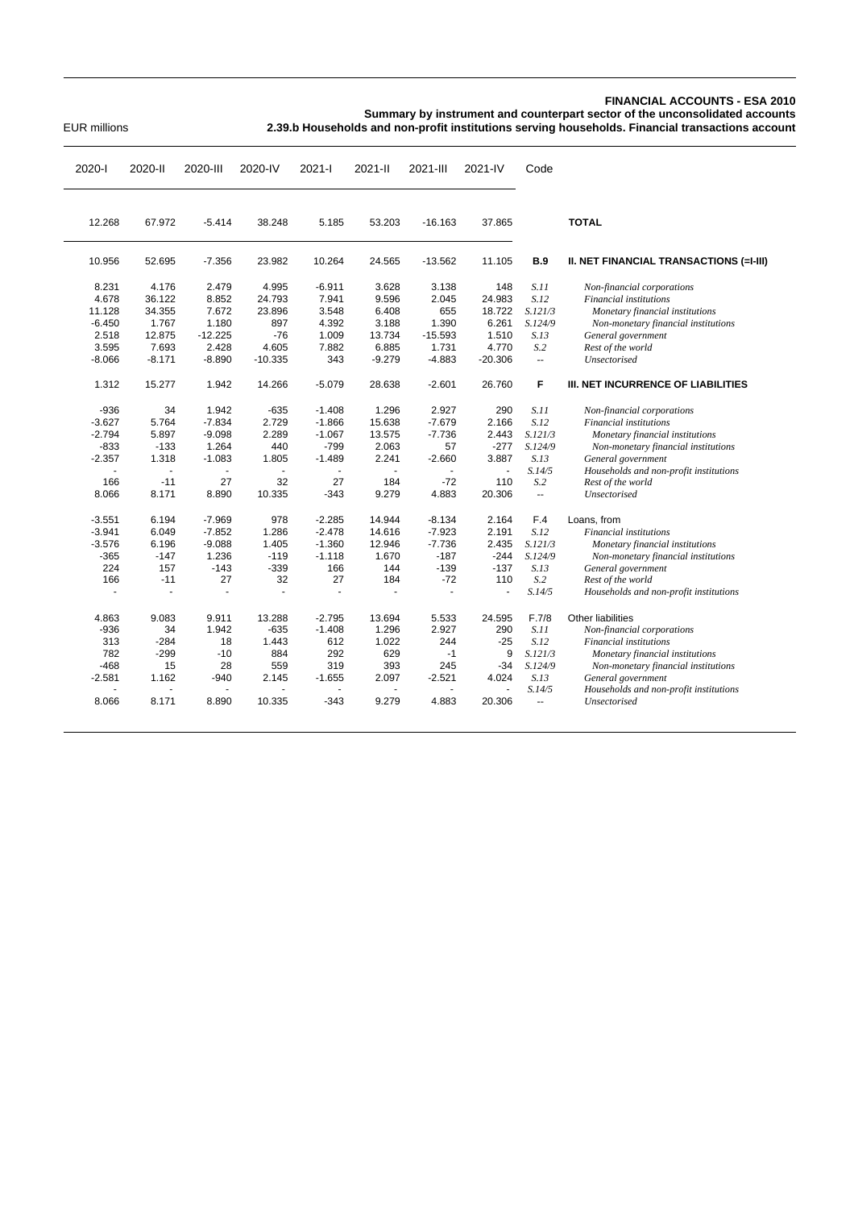**FINANCIAL ACCOUNTS - ESA 2010**

**Summary by instrument and counterpart sector of the unconsolidated accounts**

EUR millions **2.39.b Households and non-profit institutions serving households. Financial transactions account**

| 2020-I | 2020-II | 2020-III | 2020-IV | 2021-I | 2021-II | 2021-III | 2021-IV | Code | |
|---|---|---|---|---|---|---|---|---|---|
| 12.268 | 67.972 | -5.414 | 38.248 | 5.185 | 53.203 | -16.163 | 37.865 | | **TOTAL** |
| 10.956 | 52.695 | -7.356 | 23.982 | 10.264 | 24.565 | -13.562 | 11.105 | **B.9** | **II. NET FINANCIAL TRANSACTIONS (=I-III)** |
| 8.231 | 4.176 | 2.479 | 4.995 | -6.911 | 3.628 | 3.138 | 148 | *S.11* | *Non-financial corporations* |
| 4.678 | 36.122 | 8.852 | 24.793 | 7.941 | 9.596 | 2.045 | 24.983 | *S.12* | *Financial institutions* |
| 11.128 | 34.355 | 7.672 | 23.896 | 3.548 | 6.408 | 655 | 18.722 | *S.121/3* | *Monetary financial institutions* |
| -6.450 | 1.767 | 1.180 | 897 | 4.392 | 3.188 | 1.390 | 6.261 | *S.124/9* | *Non-monetary financial institutions* |
| 2.518 | 12.875 | -12.225 | -76 | 1.009 | 13.734 | -15.593 | 1.510 | *S.13* | *General government* |
| 3.595 | 7.693 | 2.428 | 4.605 | 7.882 | 6.885 | 1.731 | 4.770 | *S.2* | *Rest of the world* |
| -8.066 | -8.171 | -8.890 | -10.335 | 343 | -9.279 | -4.883 | -20.306 | -- | *Unsectorised* |
| 1.312 | 15.277 | 1.942 | 14.266 | -5.079 | 28.638 | -2.601 | 26.760 | **F** | **III. NET INCURRENCE OF LIABILITIES** |
| -936 | 34 | 1.942 | -635 | -1.408 | 1.296 | 2.927 | 290 | *S.11* | *Non-financial corporations* |
| -3.627 | 5.764 | -7.834 | 2.729 | -1.866 | 15.638 | -7.679 | 2.166 | *S.12* | *Financial institutions* |
| -2.794 | 5.897 | -9.098 | 2.289 | -1.067 | 13.575 | -7.736 | 2.443 | *S.121/3* | *Monetary financial institutions* |
| -833 | -133 | 1.264 | 440 | -799 | 2.063 | 57 | -277 | *S.124/9* | *Non-monetary financial institutions* |
| -2.357 | 1.318 | -1.083 | 1.805 | -1.489 | 2.241 | -2.660 | 3.887 | *S.13* | *General government* |
| - | - | - | - | - | - | - | - | *S.14/5* | *Households and non-profit institutions* |
| 166 | -11 | 27 | 32 | 27 | 184 | -72 | 110 | *S.2* | *Rest of the world* |
| 8.066 | 8.171 | 8.890 | 10.335 | -343 | 9.279 | 4.883 | 20.306 | -- | *Unsectorised* |
| -3.551 | 6.194 | -7.969 | 978 | -2.285 | 14.944 | -8.134 | 2.164 | F.4 | Loans, from |
| -3.941 | 6.049 | -7.852 | 1.286 | -2.478 | 14.616 | -7.923 | 2.191 | *S.12* | *Financial institutions* |
| -3.576 | 6.196 | -9.088 | 1.405 | -1.360 | 12.946 | -7.736 | 2.435 | *S.121/3* | *Monetary financial institutions* |
| -365 | -147 | 1.236 | -119 | -1.118 | 1.670 | -187 | -244 | *S.124/9* | *Non-monetary financial institutions* |
| 224 | 157 | -143 | -339 | 166 | 144 | -139 | -137 | *S.13* | *General government* |
| 166 | -11 | 27 | 32 | 27 | 184 | -72 | 110 | *S.2* | *Rest of the world* |
| - | - | - | - | - | - | - | - | *S.14/5* | *Households and non-profit institutions* |
| 4.863 | 9.083 | 9.911 | 13.288 | -2.795 | 13.694 | 5.533 | 24.595 | F.7/8 | Other liabilities |
| -936 | 34 | 1.942 | -635 | -1.408 | 1.296 | 2.927 | 290 | *S.11* | *Non-financial corporations* |
| 313 | -284 | 18 | 1.443 | 612 | 1.022 | 244 | -25 | *S.12* | *Financial institutions* |
| 782 | -299 | -10 | 884 | 292 | 629 | -1 | 9 | *S.121/3* | *Monetary financial institutions* |
| -468 | 15 | 28 | 559 | 319 | 393 | 245 | -34 | *S.124/9* | *Non-monetary financial institutions* |
| -2.581 | 1.162 | -940 | 2.145 | -1.655 | 2.097 | -2.521 | 4.024 | *S.13* | *General government* |
| - | - | - | - | - | - | - | - | *S.14/5* | *Households and non-profit institutions* |
| 8.066 | 8.171 | 8.890 | 10.335 | -343 | 9.279 | 4.883 | 20.306 | -- | *Unsectorised* |